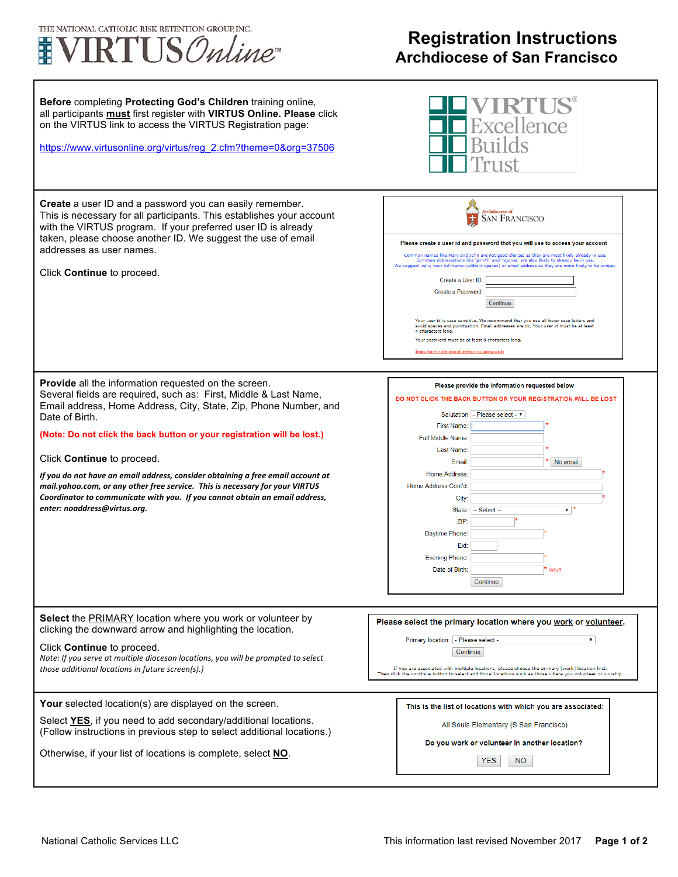# Registration Instructions
## Archdiocese of San Francisco

**Before** completing **Protecting God's Children** training online, all participants **must** first register with **VIRTUS Online. Please** click on the VIRTUS link to access the VIRTUS Registration page:

https://www.virtusonline.org/virtus/reg_2.cfm?theme=0&org=37506

**Create** a user ID and a password you can easily remember. This is necessary for all participants. This establishes your account with the VIRTUS program. If your preferred user ID is already taken, please choose another ID. We suggest the use of email addresses as user names.

Click **Continue** to proceed.

**Provide** all the information requested on the screen. Several fields are required, such as: First, Middle & Last Name, Email address, Home Address, City, State, Zip, Phone Number, and Date of Birth.

**(Note: Do not click the back button or your registration will be lost.)**

Click **Continue** to proceed.

***If you do not have an email address, consider obtaining a free email account at mail.yahoo.com, or any other free service. This is necessary for your VIRTUS Coordinator to communicate with you. If you cannot obtain an email address, enter: noaddress@virtus.org.***

**Select** the PRIMARY location where you work or volunteer by clicking the downward arrow and highlighting the location.

Click **Continue** to proceed.

*Note: If you serve at multiple diocesan locations, you will be prompted to select those additional locations in future screen(s).)*

**Your** selected location(s) are displayed on the screen.

Select **YES**, if you need to add secondary/additional locations. (Follow instructions in previous step to select additional locations.)

Otherwise, if your list of locations is complete, select **NO**.

National Catholic Services LLC — This information last revised November 2017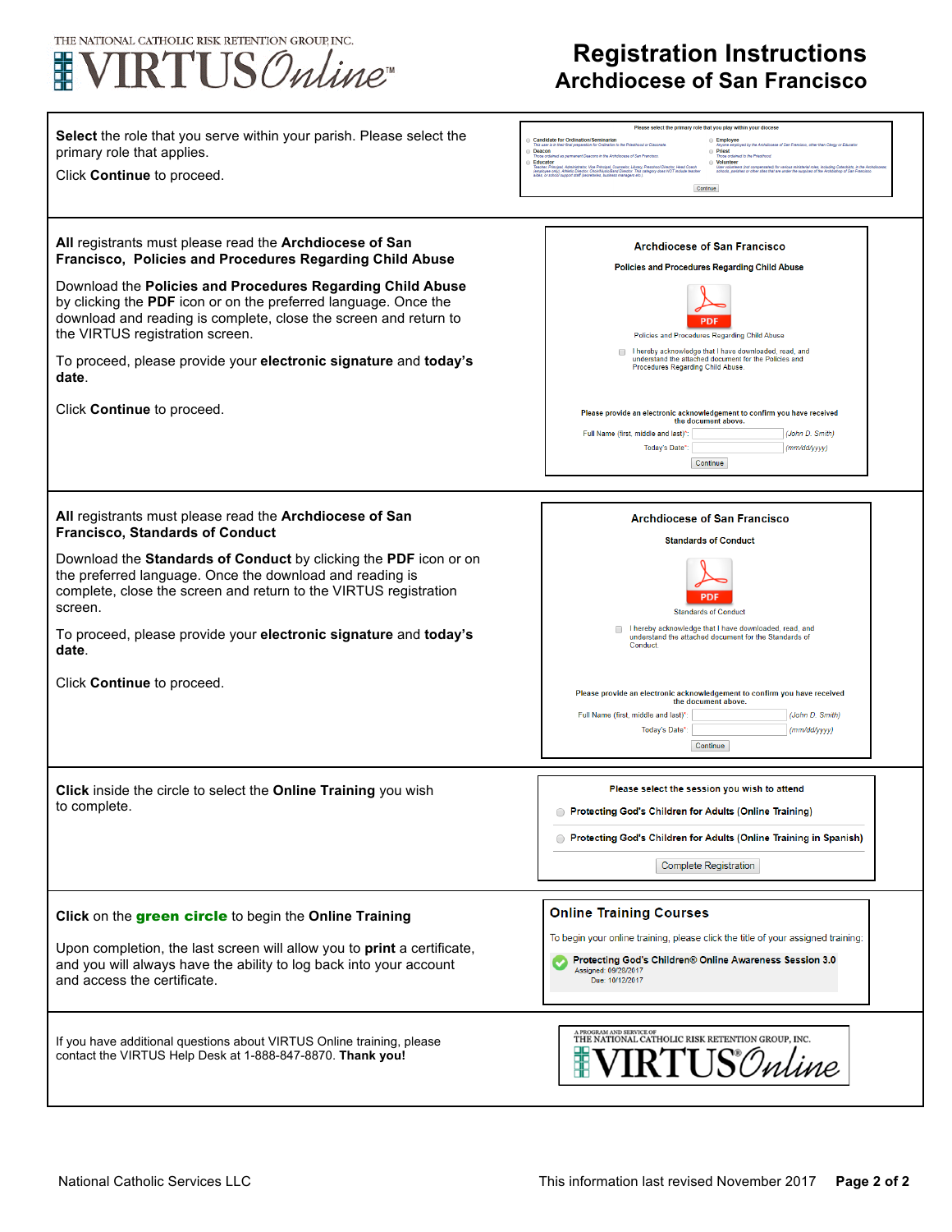# Registration Instructions
## Archdiocese of San Francisco

**Select** the role that you serve within your parish. Please select the primary role that applies.

Click **Continue** to proceed.

Please select the primary role that you play within your diocese

- Candidate for Ordination/Seminarian
- Employee
- Deacon
- Priest
- Educator
- Volunteer

Continue

---

**All** registrants must please read the **Archdiocese of San Francisco, Policies and Procedures Regarding Child Abuse**

Download the **Policies and Procedures Regarding Child Abuse** by clicking the **PDF** icon or on the preferred language. Once the download and reading is complete, close the screen and return to the VIRTUS registration screen.

To proceed, please provide your **electronic signature** and **today's date**.

Click **Continue** to proceed.

Archdiocese of San Francisco

Policies and Procedures Regarding Child Abuse

PDF

Policies and Procedures Regarding Child Abuse

I hereby acknowledge that I have downloaded, read, and understand the attached document for the Policies and Procedures Regarding Child Abuse.

Please provide an electronic acknowledgement to confirm you have received the document above.

Full Name (first, middle and last)*: (John D. Smith)

Today's Date*: (mm/dd/yyyy)

Continue

---

**All** registrants must please read the **Archdiocese of San Francisco, Standards of Conduct**

Download the **Standards of Conduct** by clicking the **PDF** icon or on the preferred language. Once the download and reading is complete, close the screen and return to the VIRTUS registration screen.

To proceed, please provide your **electronic signature** and **today's date**.

Click **Continue** to proceed.

Archdiocese of San Francisco

Standards of Conduct

PDF

Standards of Conduct

I hereby acknowledge that I have downloaded, read, and understand the attached document for the Standards of Conduct.

Please provide an electronic acknowledgement to confirm you have received the document above.

Full Name (first, middle and last)*: (John D. Smith)

Today's Date*: (mm/dd/yyyy)

Continue

---

**Click** inside the circle to select the **Online Training** you wish to complete.

Please select the session you wish to attend

- Protecting God's Children for Adults (Online Training)
- Protecting God's Children for Adults (Online Training in Spanish)

Complete Registration

---

**Click** on the **green circle** to begin the **Online Training**

Upon completion, the last screen will allow you to **print** a certificate, and you will always have the ability to log back into your account and access the certificate.

**Online Training Courses**

To begin your online training, please click the title of your assigned training.

**Protecting God's Children® Online Awareness Session 3.0**
Assigned: 09/28/2017
Due: 10/12/2017

---

If you have additional questions about VIRTUS Online training, please contact the VIRTUS Help Desk at 1-888-847-8870. **Thank you!**

National Catholic Services LLC

This information last revised November 2017